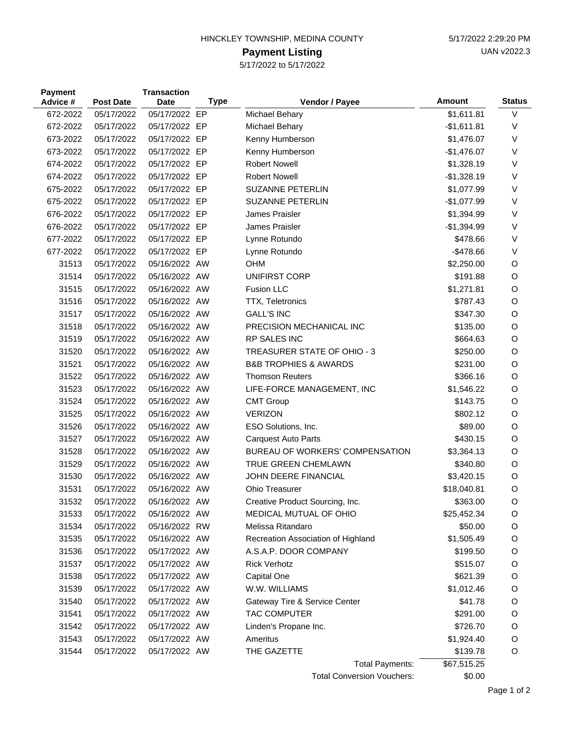HINCKLEY TOWNSHIP, MEDINA COUNTY

5/17/2022 2:29:20 PM

UAN v2022.3

# Payment Listing

5/17/2022 to 5/17/2022

| Payment Advice # | Post Date | Transaction Date | Type | Vendor / Payee | Amount | Status |
|---|---|---|---|---|---|---|
| 672-2022 | 05/17/2022 | 05/17/2022 | EP | Michael Behary | $1,611.81 | V |
| 672-2022 | 05/17/2022 | 05/17/2022 | EP | Michael Behary | -$1,611.81 | V |
| 673-2022 | 05/17/2022 | 05/17/2022 | EP | Kenny Humberson | $1,476.07 | V |
| 673-2022 | 05/17/2022 | 05/17/2022 | EP | Kenny Humberson | -$1,476.07 | V |
| 674-2022 | 05/17/2022 | 05/17/2022 | EP | Robert Nowell | $1,328.19 | V |
| 674-2022 | 05/17/2022 | 05/17/2022 | EP | Robert Nowell | -$1,328.19 | V |
| 675-2022 | 05/17/2022 | 05/17/2022 | EP | SUZANNE PETERLIN | $1,077.99 | V |
| 675-2022 | 05/17/2022 | 05/17/2022 | EP | SUZANNE PETERLIN | -$1,077.99 | V |
| 676-2022 | 05/17/2022 | 05/17/2022 | EP | James Praisler | $1,394.99 | V |
| 676-2022 | 05/17/2022 | 05/17/2022 | EP | James Praisler | -$1,394.99 | V |
| 677-2022 | 05/17/2022 | 05/17/2022 | EP | Lynne Rotundo | $478.66 | V |
| 677-2022 | 05/17/2022 | 05/17/2022 | EP | Lynne Rotundo | -$478.66 | V |
| 31513 | 05/17/2022 | 05/16/2022 | AW | OHM | $2,250.00 | O |
| 31514 | 05/17/2022 | 05/16/2022 | AW | UNIFIRST CORP | $191.88 | O |
| 31515 | 05/17/2022 | 05/16/2022 | AW | Fusion LLC | $1,271.81 | O |
| 31516 | 05/17/2022 | 05/16/2022 | AW | TTX, Teletronics | $787.43 | O |
| 31517 | 05/17/2022 | 05/16/2022 | AW | GALL'S INC | $347.30 | O |
| 31518 | 05/17/2022 | 05/16/2022 | AW | PRECISION MECHANICAL INC | $135.00 | O |
| 31519 | 05/17/2022 | 05/16/2022 | AW | RP SALES INC | $664.63 | O |
| 31520 | 05/17/2022 | 05/16/2022 | AW | TREASURER STATE OF OHIO - 3 | $250.00 | O |
| 31521 | 05/17/2022 | 05/16/2022 | AW | B&B TROPHIES & AWARDS | $231.00 | O |
| 31522 | 05/17/2022 | 05/16/2022 | AW | Thomson Reuters | $366.16 | O |
| 31523 | 05/17/2022 | 05/16/2022 | AW | LIFE-FORCE MANAGEMENT, INC | $1,546.22 | O |
| 31524 | 05/17/2022 | 05/16/2022 | AW | CMT Group | $143.75 | O |
| 31525 | 05/17/2022 | 05/16/2022 | AW | VERIZON | $802.12 | O |
| 31526 | 05/17/2022 | 05/16/2022 | AW | ESO Solutions, Inc. | $89.00 | O |
| 31527 | 05/17/2022 | 05/16/2022 | AW | Carquest Auto Parts | $430.15 | O |
| 31528 | 05/17/2022 | 05/16/2022 | AW | BUREAU OF WORKERS' COMPENSATION | $3,364.13 | O |
| 31529 | 05/17/2022 | 05/16/2022 | AW | TRUE GREEN CHEMLAWN | $340.80 | O |
| 31530 | 05/17/2022 | 05/16/2022 | AW | JOHN DEERE FINANCIAL | $3,420.15 | O |
| 31531 | 05/17/2022 | 05/16/2022 | AW | Ohio Treasurer | $18,040.81 | O |
| 31532 | 05/17/2022 | 05/16/2022 | AW | Creative Product Sourcing, Inc. | $363.00 | O |
| 31533 | 05/17/2022 | 05/16/2022 | AW | MEDICAL MUTUAL OF OHIO | $25,452.34 | O |
| 31534 | 05/17/2022 | 05/16/2022 | RW | Melissa Ritandaro | $50.00 | O |
| 31535 | 05/17/2022 | 05/16/2022 | AW | Recreation Association of Highland | $1,505.49 | O |
| 31536 | 05/17/2022 | 05/17/2022 | AW | A.S.A.P. DOOR COMPANY | $199.50 | O |
| 31537 | 05/17/2022 | 05/17/2022 | AW | Rick Verhotz | $515.07 | O |
| 31538 | 05/17/2022 | 05/17/2022 | AW | Capital One | $621.39 | O |
| 31539 | 05/17/2022 | 05/17/2022 | AW | W.W. WILLIAMS | $1,012.46 | O |
| 31540 | 05/17/2022 | 05/17/2022 | AW | Gateway Tire & Service Center | $41.78 | O |
| 31541 | 05/17/2022 | 05/17/2022 | AW | TAC COMPUTER | $291.00 | O |
| 31542 | 05/17/2022 | 05/17/2022 | AW | Linden's Propane Inc. | $726.70 | O |
| 31543 | 05/17/2022 | 05/17/2022 | AW | Ameritus | $1,924.40 | O |
| 31544 | 05/17/2022 | 05/17/2022 | AW | THE GAZETTE | $139.78 | O |
| | | | | Total Payments: | $67,515.25 | |
| | | | | Total Conversion Vouchers: | $0.00 | |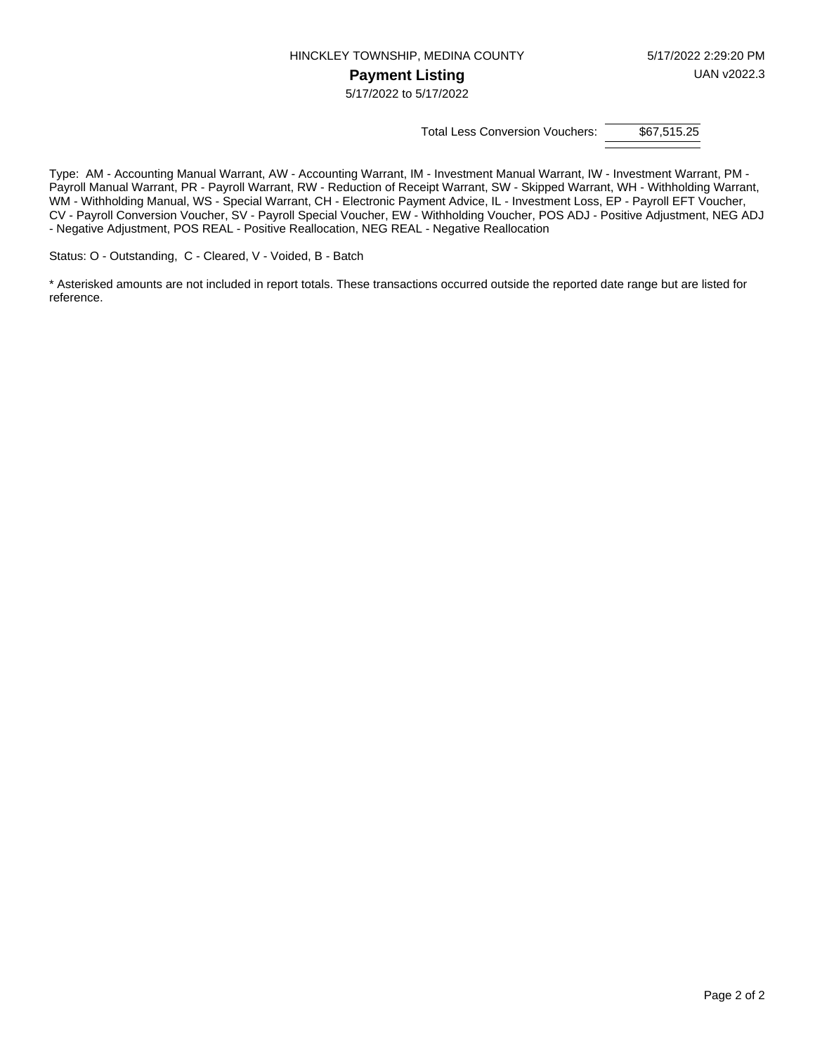HINCKLEY TOWNSHIP, MEDINA COUNTY

5/17/2022 2:29:20 PM

**Payment Listing**

UAN v2022.3

5/17/2022 to 5/17/2022

| | |
|---|---|
| Total Less Conversion Vouchers: | $67,515.25 |

Type: AM - Accounting Manual Warrant, AW - Accounting Warrant, IM - Investment Manual Warrant, IW - Investment Warrant, PM - Payroll Manual Warrant, PR - Payroll Warrant, RW - Reduction of Receipt Warrant, SW - Skipped Warrant, WH - Withholding Warrant, WM - Withholding Manual, WS - Special Warrant, CH - Electronic Payment Advice, IL - Investment Loss, EP - Payroll EFT Voucher, CV - Payroll Conversion Voucher, SV - Payroll Special Voucher, EW - Withholding Voucher, POS ADJ - Positive Adjustment, NEG ADJ - Negative Adjustment, POS REAL - Positive Reallocation, NEG REAL - Negative Reallocation

Status: O - Outstanding, C - Cleared, V - Voided, B - Batch

* Asterisked amounts are not included in report totals. These transactions occurred outside the reported date range but are listed for reference.